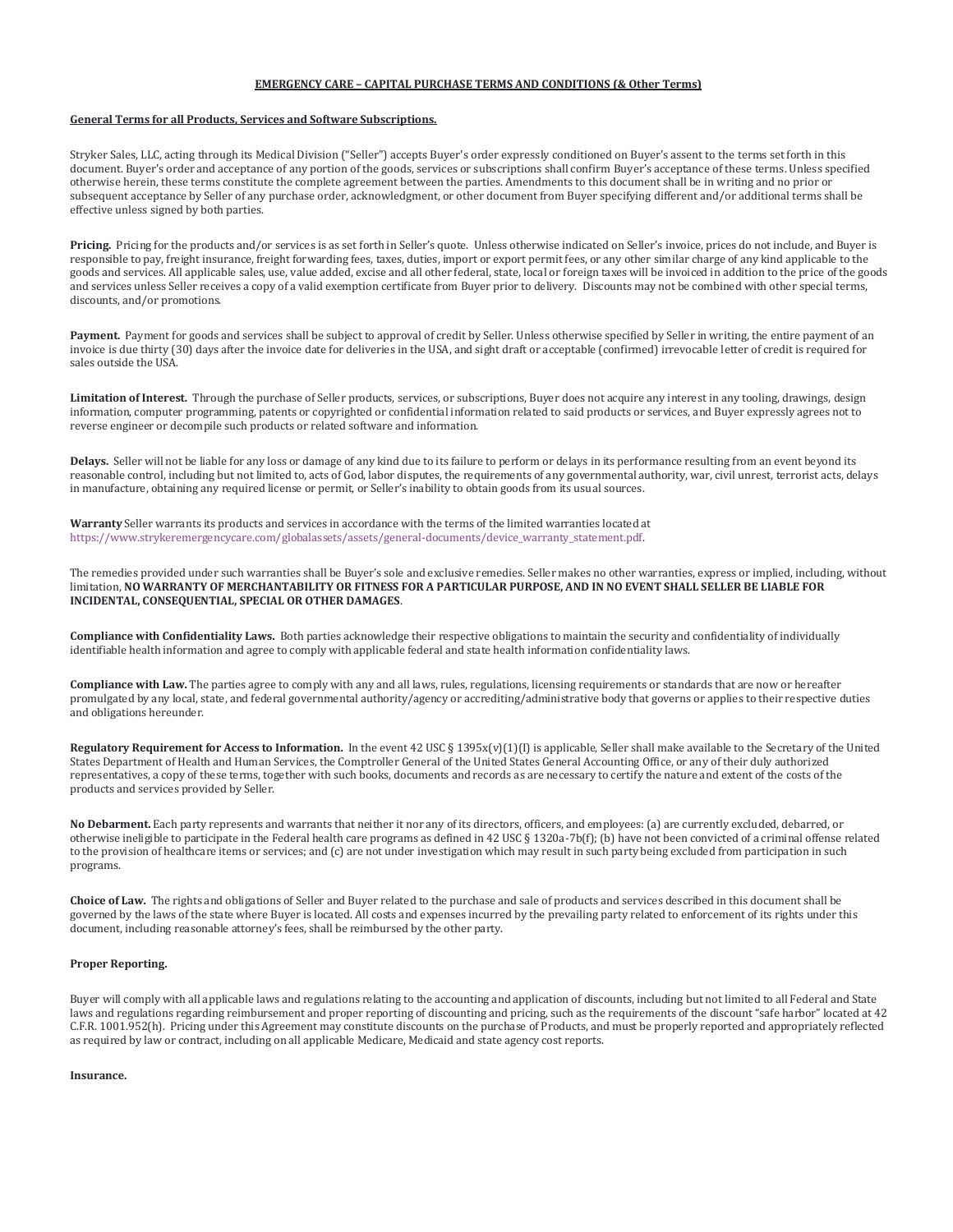# EMERGENCY CARE – CAPITAL PURCHASE TERMS AND CONDITIONS (& Other Terms)

## General Terms for all Products, Services and Software Subscriptions.

Stryker Sales, LLC, acting through its Medical Division ("Seller") accepts Buyer's order expressly conditioned on Buyer's assent to the terms set forth in this document. Buyer's order and acceptance of any portion of the goods, services or subscriptions shall confirm Buyer's acceptance of these terms. Unless specified otherwise herein, these terms constitute the complete agreement between the parties. Amendments to this document shall be in writing and no prior or subsequent acceptance by Seller of any purchase order, acknowledgment, or other document from Buyer specifying different and/or additional terms shall be effective unless signed by both parties.

**Pricing.** Pricing for the products and/or services is as set forth in Seller's quote. Unless otherwise indicated on Seller's invoice, prices do not include, and Buyer is responsible to pay, freight insurance, freight forwarding fees, taxes, duties, import or export permit fees, or any other similar charge of any kind applicable to the goods and services. All applicable sales, use, value added, excise and all other federal, state, local or foreign taxes will be invoiced in addition to the price of the goods and services unless Seller receives a copy of a valid exemption certificate from Buyer prior to delivery. Discounts may not be combined with other special terms, discounts, and/or promotions.

**Payment.** Payment for goods and services shall be subject to approval of credit by Seller. Unless otherwise specified by Seller in writing, the entire payment of an invoice is due thirty (30) days after the invoice date for deliveries in the USA, and sight draft or acceptable (confirmed) irrevocable letter of credit is required for sales outside the USA.

**Limitation of Interest.** Through the purchase of Seller products, services, or subscriptions, Buyer does not acquire any interest in any tooling, drawings, design information, computer programming, patents or copyrighted or confidential information related to said products or services, and Buyer expressly agrees not to reverse engineer or decompile such products or related software and information.

**Delays.** Seller will not be liable for any loss or damage of any kind due to its failure to perform or delays in its performance resulting from an event beyond its reasonable control, including but not limited to, acts of God, labor disputes, the requirements of any governmental authority, war, civil unrest, terrorist acts, delays in manufacture, obtaining any required license or permit, or Seller's inability to obtain goods from its usual sources.

**Warranty** Seller warrants its products and services in accordance with the terms of the limited warranties located at https://www.strykeremergencycare.com/globalassets/assets/general-documents/device_warranty_statement.pdf.

The remedies provided under such warranties shall be Buyer's sole and exclusive remedies. Seller makes no other warranties, express or implied, including, without limitation, **NO WARRANTY OF MERCHANTABILITY OR FITNESS FOR A PARTICULAR PURPOSE, AND IN NO EVENT SHALL SELLER BE LIABLE FOR INCIDENTAL, CONSEQUENTIAL, SPECIAL OR OTHER DAMAGES**.

**Compliance with Confidentiality Laws.** Both parties acknowledge their respective obligations to maintain the security and confidentiality of individually identifiable health information and agree to comply with applicable federal and state health information confidentiality laws.

**Compliance with Law.** The parties agree to comply with any and all laws, rules, regulations, licensing requirements or standards that are now or hereafter promulgated by any local, state, and federal governmental authority/agency or accrediting/administrative body that governs or applies to their respective duties and obligations hereunder.

**Regulatory Requirement for Access to Information.** In the event 42 USC § 1395x(v)(1)(I) is applicable, Seller shall make available to the Secretary of the United States Department of Health and Human Services, the Comptroller General of the United States General Accounting Office, or any of their duly authorized representatives, a copy of these terms, together with such books, documents and records as are necessary to certify the nature and extent of the costs of the products and services provided by Seller.

**No Debarment.** Each party represents and warrants that neither it nor any of its directors, officers, and employees: (a) are currently excluded, debarred, or otherwise ineligible to participate in the Federal health care programs as defined in 42 USC § 1320a-7b(f); (b) have not been convicted of a criminal offense related to the provision of healthcare items or services; and (c) are not under investigation which may result in such party being excluded from participation in such programs.

**Choice of Law.** The rights and obligations of Seller and Buyer related to the purchase and sale of products and services described in this document shall be governed by the laws of the state where Buyer is located. All costs and expenses incurred by the prevailing party related to enforcement of its rights under this document, including reasonable attorney's fees, shall be reimbursed by the other party.

**Proper Reporting.**

Buyer will comply with all applicable laws and regulations relating to the accounting and application of discounts, including but not limited to all Federal and State laws and regulations regarding reimbursement and proper reporting of discounting and pricing, such as the requirements of the discount "safe harbor" located at 42 C.F.R. 1001.952(h). Pricing under this Agreement may constitute discounts on the purchase of Products, and must be properly reported and appropriately reflected as required by law or contract, including on all applicable Medicare, Medicaid and state agency cost reports.

**Insurance.**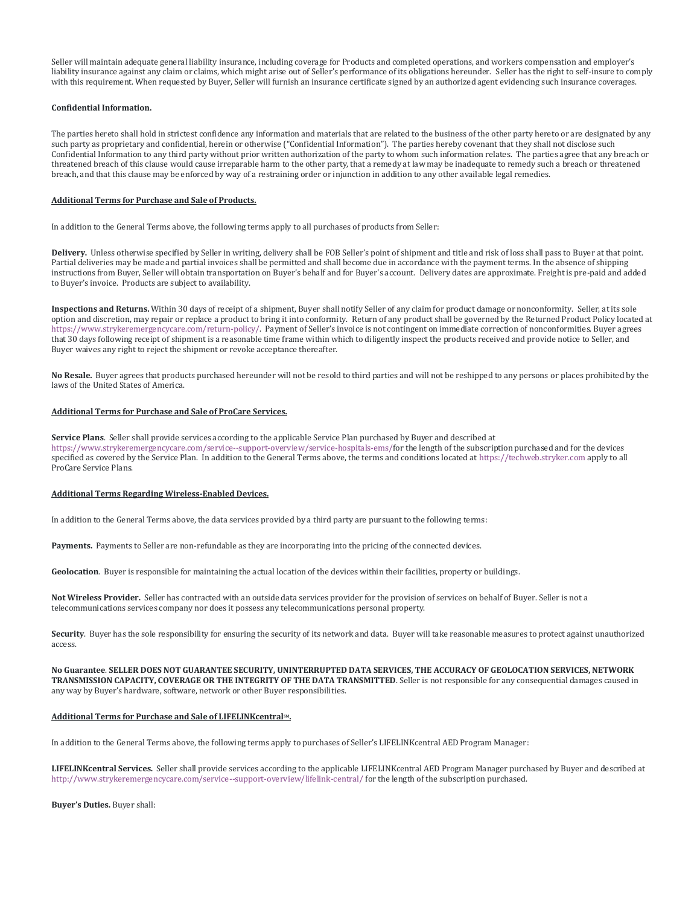Seller will maintain adequate general liability insurance, including coverage for Products and completed operations, and workers compensation and employer's liability insurance against any claim or claims, which might arise out of Seller's performance of its obligations hereunder. Seller has the right to self-insure to comply with this requirement. When requested by Buyer, Seller will furnish an insurance certificate signed by an authorized agent evidencing such insurance coverages.

**Confidential Information.**

The parties hereto shall hold in strictest confidence any information and materials that are related to the business of the other party hereto or are designated by any such party as proprietary and confidential, herein or otherwise ("Confidential Information"). The parties hereby covenant that they shall not disclose such Confidential Information to any third party without prior written authorization of the party to whom such information relates. The parties agree that any breach or threatened breach of this clause would cause irreparable harm to the other party, that a remedy at law may be inadequate to remedy such a breach or threatened breach, and that this clause may be enforced by way of a restraining order or injunction in addition to any other available legal remedies.

**Additional Terms for Purchase and Sale of Products.**

In addition to the General Terms above, the following terms apply to all purchases of products from Seller:

**Delivery.** Unless otherwise specified by Seller in writing, delivery shall be FOB Seller's point of shipment and title and risk of loss shall pass to Buyer at that point. Partial deliveries may be made and partial invoices shall be permitted and shall become due in accordance with the payment terms. In the absence of shipping instructions from Buyer, Seller will obtain transportation on Buyer's behalf and for Buyer's account. Delivery dates are approximate. Freight is pre-paid and added to Buyer's invoice. Products are subject to availability.

**Inspections and Returns.** Within 30 days of receipt of a shipment, Buyer shall notify Seller of any claim for product damage or nonconformity. Seller, at its sole option and discretion, may repair or replace a product to bring it into conformity. Return of any product shall be governed by the Returned Product Policy located at https://www.strykeremergencycare.com/return-policy/. Payment of Seller's invoice is not contingent on immediate correction of nonconformities. Buyer agrees that 30 days following receipt of shipment is a reasonable time frame within which to diligently inspect the products received and provide notice to Seller, and Buyer waives any right to reject the shipment or revoke acceptance thereafter.

**No Resale.** Buyer agrees that products purchased hereunder will not be resold to third parties and will not be reshipped to any persons or places prohibited by the laws of the United States of America.

**Additional Terms for Purchase and Sale of ProCare Services.**

**Service Plans**. Seller shall provide services according to the applicable Service Plan purchased by Buyer and described at https://www.strykeremergencycare.com/service--support-overview/service-hospitals-ems/for the length of the subscription purchased and for the devices specified as covered by the Service Plan. In addition to the General Terms above, the terms and conditions located at https://techweb.stryker.com apply to all ProCare Service Plans.

**Additional Terms Regarding Wireless-Enabled Devices.**

In addition to the General Terms above, the data services provided by a third party are pursuant to the following terms:

**Payments.** Payments to Seller are non-refundable as they are incorporating into the pricing of the connected devices.

**Geolocation**. Buyer is responsible for maintaining the actual location of the devices within their facilities, property or buildings.

**Not Wireless Provider.** Seller has contracted with an outside data services provider for the provision of services on behalf of Buyer. Seller is not a telecommunications services company nor does it possess any telecommunications personal property.

**Security**. Buyer has the sole responsibility for ensuring the security of its network and data. Buyer will take reasonable measures to protect against unauthorized access.

**No Guarantee**. **SELLER DOES NOT GUARANTEE SECURITY, UNINTERRUPTED DATA SERVICES, THE ACCURACY OF GEOLOCATION SERVICES, NETWORK TRANSMISSION CAPACITY, COVERAGE OR THE INTEGRITY OF THE DATA TRANSMITTED**. Seller is not responsible for any consequential damages caused in any way by Buyer's hardware, software, network or other Buyer responsibilities.

**Additional Terms for Purchase and Sale of LIFELINKcentral℠.**

In addition to the General Terms above, the following terms apply to purchases of Seller's LIFELINKcentral AED Program Manager:

**LIFELINKcentral Services.** Seller shall provide services according to the applicable LIFELINKcentral AED Program Manager purchased by Buyer and described at http://www.strykeremergencycare.com/service--support-overview/lifelink-central/ for the length of the subscription purchased.

**Buyer's Duties.** Buyer shall: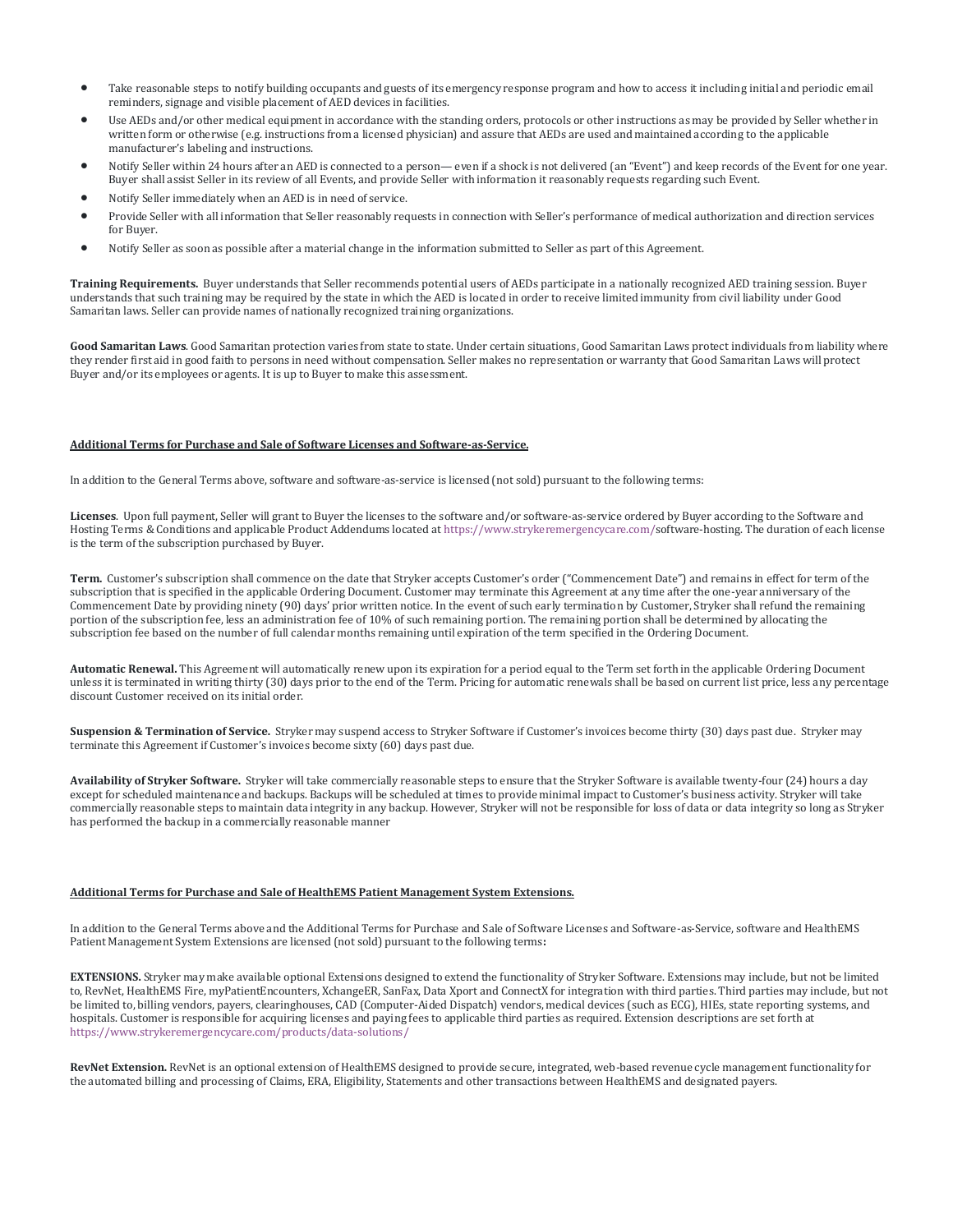- Take reasonable steps to notify building occupants and guests of its emergency response program and how to access it including initial and periodic email reminders, signage and visible placement of AED devices in facilities.
- Use AEDs and/or other medical equipment in accordance with the standing orders, protocols or other instructions as may be provided by Seller whether in written form or otherwise (e.g. instructions from a licensed physician) and assure that AEDs are used and maintained according to the applicable manufacturer's labeling and instructions.
- Notify Seller within 24 hours after an AED is connected to a person— even if a shock is not delivered (an "Event") and keep records of the Event for one year. Buyer shall assist Seller in its review of all Events, and provide Seller with information it reasonably requests regarding such Event.
- Notify Seller immediately when an AED is in need of service.
- Provide Seller with all information that Seller reasonably requests in connection with Seller's performance of medical authorization and direction services for Buyer.
- Notify Seller as soon as possible after a material change in the information submitted to Seller as part of this Agreement.

**Training Requirements.** Buyer understands that Seller recommends potential users of AEDs participate in a nationally recognized AED training session. Buyer understands that such training may be required by the state in which the AED is located in order to receive limited immunity from civil liability under Good Samaritan laws. Seller can provide names of nationally recognized training organizations.

**Good Samaritan Laws**. Good Samaritan protection varies from state to state. Under certain situations, Good Samaritan Laws protect individuals from liability where they render first aid in good faith to persons in need without compensation. Seller makes no representation or warranty that Good Samaritan Laws will protect Buyer and/or its employees or agents. It is up to Buyer to make this assessment.

**Additional Terms for Purchase and Sale of Software Licenses and Software-as-Service.**

In addition to the General Terms above, software and software-as-service is licensed (not sold) pursuant to the following terms:

**Licenses**. Upon full payment, Seller will grant to Buyer the licenses to the software and/or software-as-service ordered by Buyer according to the Software and Hosting Terms & Conditions and applicable Product Addendums located at https://www.strykeremergencycare.com/software-hosting. The duration of each license is the term of the subscription purchased by Buyer.

**Term.** Customer's subscription shall commence on the date that Stryker accepts Customer's order ("Commencement Date") and remains in effect for term of the subscription that is specified in the applicable Ordering Document. Customer may terminate this Agreement at any time after the one-year anniversary of the Commencement Date by providing ninety (90) days' prior written notice. In the event of such early termination by Customer, Stryker shall refund the remaining portion of the subscription fee, less an administration fee of 10% of such remaining portion. The remaining portion shall be determined by allocating the subscription fee based on the number of full calendar months remaining until expiration of the term specified in the Ordering Document.

**Automatic Renewal.** This Agreement will automatically renew upon its expiration for a period equal to the Term set forth in the applicable Ordering Document unless it is terminated in writing thirty (30) days prior to the end of the Term. Pricing for automatic renewals shall be based on current list price, less any percentage discount Customer received on its initial order.

**Suspension & Termination of Service.** Stryker may suspend access to Stryker Software if Customer's invoices become thirty (30) days past due. Stryker may terminate this Agreement if Customer's invoices become sixty (60) days past due.

**Availability of Stryker Software.** Stryker will take commercially reasonable steps to ensure that the Stryker Software is available twenty-four (24) hours a day except for scheduled maintenance and backups. Backups will be scheduled at times to provide minimal impact to Customer's business activity. Stryker will take commercially reasonable steps to maintain data integrity in any backup. However, Stryker will not be responsible for loss of data or data integrity so long as Stryker has performed the backup in a commercially reasonable manner

**Additional Terms for Purchase and Sale of HealthEMS Patient Management System Extensions.**

In addition to the General Terms above and the Additional Terms for Purchase and Sale of Software Licenses and Software-as-Service, software and HealthEMS Patient Management System Extensions are licensed (not sold) pursuant to the following terms**:**

**EXTENSIONS.** Stryker may make available optional Extensions designed to extend the functionality of Stryker Software. Extensions may include, but not be limited to, RevNet, HealthEMS Fire, myPatientEncounters, XchangeER, SanFax, Data Xport and ConnectX for integration with third parties. Third parties may include, but not be limited to, billing vendors, payers, clearinghouses, CAD (Computer-Aided Dispatch) vendors, medical devices (such as ECG), HIEs, state reporting systems, and hospitals. Customer is responsible for acquiring licenses and paying fees to applicable third parties as required. Extension descriptions are set forth at https://www.strykeremergencycare.com/products/data-solutions/

**RevNet Extension.** RevNet is an optional extension of HealthEMS designed to provide secure, integrated, web-based revenue cycle management functionality for the automated billing and processing of Claims, ERA, Eligibility, Statements and other transactions between HealthEMS and designated payers.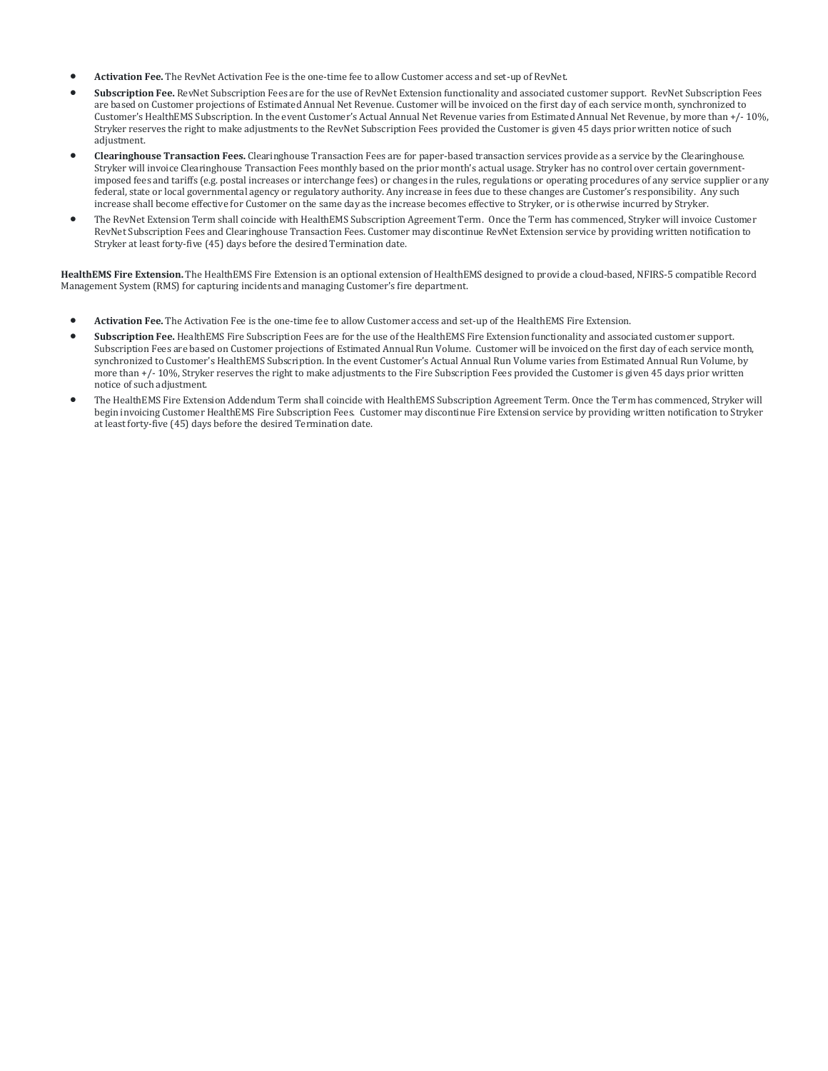- **Activation Fee.** The RevNet Activation Fee is the one-time fee to allow Customer access and set-up of RevNet.
- **Subscription Fee.** RevNet Subscription Fees are for the use of RevNet Extension functionality and associated customer support. RevNet Subscription Fees are based on Customer projections of Estimated Annual Net Revenue. Customer will be invoiced on the first day of each service month, synchronized to Customer's HealthEMS Subscription. In the event Customer's Actual Annual Net Revenue varies from Estimated Annual Net Revenue, by more than +/- 10%, Stryker reserves the right to make adjustments to the RevNet Subscription Fees provided the Customer is given 45 days prior written notice of such adjustment.
- **Clearinghouse Transaction Fees.** Clearinghouse Transaction Fees are for paper-based transaction services provide as a service by the Clearinghouse. Stryker will invoice Clearinghouse Transaction Fees monthly based on the prior month's actual usage. Stryker has no control over certain government-imposed fees and tariffs (e.g. postal increases or interchange fees) or changes in the rules, regulations or operating procedures of any service supplier or any federal, state or local governmental agency or regulatory authority. Any increase in fees due to these changes are Customer's responsibility. Any such increase shall become effective for Customer on the same day as the increase becomes effective to Stryker, or is otherwise incurred by Stryker.
- The RevNet Extension Term shall coincide with HealthEMS Subscription Agreement Term. Once the Term has commenced, Stryker will invoice Customer RevNet Subscription Fees and Clearinghouse Transaction Fees. Customer may discontinue RevNet Extension service by providing written notification to Stryker at least forty-five (45) days before the desired Termination date.

**HealthEMS Fire Extension.** The HealthEMS Fire Extension is an optional extension of HealthEMS designed to provide a cloud-based, NFIRS-5 compatible Record Management System (RMS) for capturing incidents and managing Customer's fire department.

- **Activation Fee.** The Activation Fee is the one-time fee to allow Customer access and set-up of the HealthEMS Fire Extension.
- **Subscription Fee.** HealthEMS Fire Subscription Fees are for the use of the HealthEMS Fire Extension functionality and associated customer support. Subscription Fees are based on Customer projections of Estimated Annual Run Volume. Customer will be invoiced on the first day of each service month, synchronized to Customer's HealthEMS Subscription. In the event Customer's Actual Annual Run Volume varies from Estimated Annual Run Volume, by more than +/- 10%, Stryker reserves the right to make adjustments to the Fire Subscription Fees provided the Customer is given 45 days prior written notice of such adjustment.
- The HealthEMS Fire Extension Addendum Term shall coincide with HealthEMS Subscription Agreement Term. Once the Term has commenced, Stryker will begin invoicing Customer HealthEMS Fire Subscription Fees. Customer may discontinue Fire Extension service by providing written notification to Stryker at least forty-five (45) days before the desired Termination date.